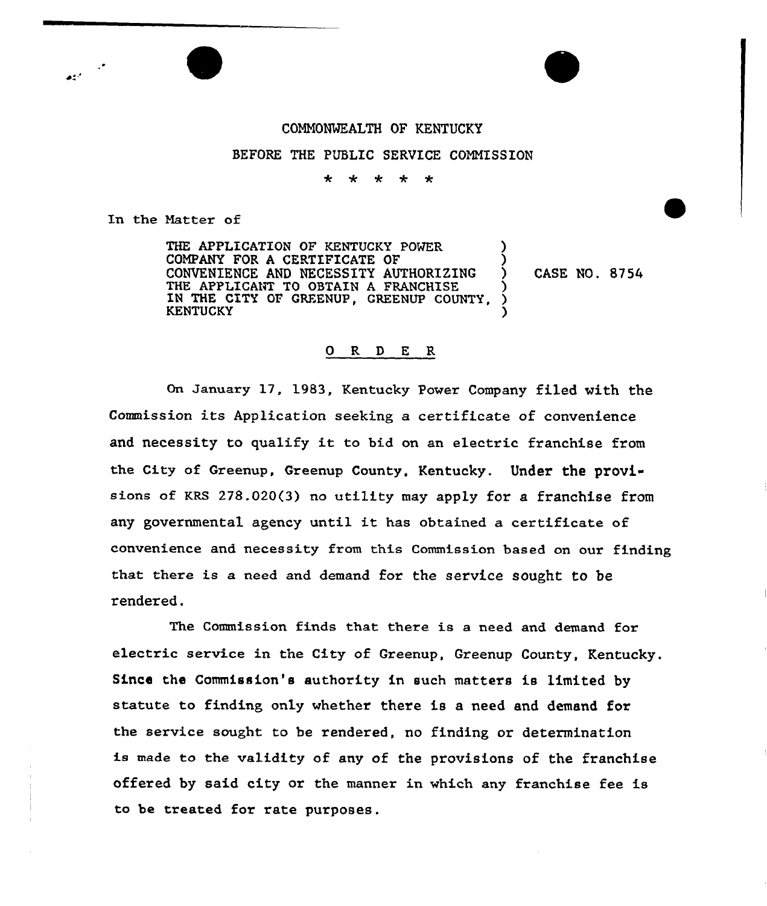COMMONWEALTH OF KENTUCKY

BEFORE THE PUBLIC SERVICE COMMISSION

\* \* \* \* \*

In the Matter of

| | | |
|---|---|---|
| THE APPLICATION OF KENTUCKY POWER COMPANY FOR A CERTIFICATE OF CONVENIENCE AND NECESSITY AUTHORIZING THE APPLICANT TO OBTAIN A FRANCHISE IN THE CITY OF GREENUP, GREENUP COUNTY, KENTUCKY | ) | CASE NO. 8754 |

## O R D E R

On January 17, 1983, Kentucky Power Company filed with the Commission its Application seeking a certificate of convenience and necessity to qualify it to bid on an electric franchise from the City of Greenup, Greenup County, Kentucky. Under the provisions of KRS 278.020(3) no utility may apply for a franchise from any governmental agency until it has obtained a certificate of convenience and necessity from this Commission based on our finding that there is a need and demand for the service sought to be rendered.

The Commission finds that there is a need and demand for electric service in the City of Greenup, Greenup County, Kentucky. Since the Commission's authority in such matters is limited by statute to finding only whether there is a need and demand for the service sought to be rendered, no finding or determination is made to the validity of any of the provisions of the franchise offered by said city or the manner in which any franchise fee is to be treated for rate purposes.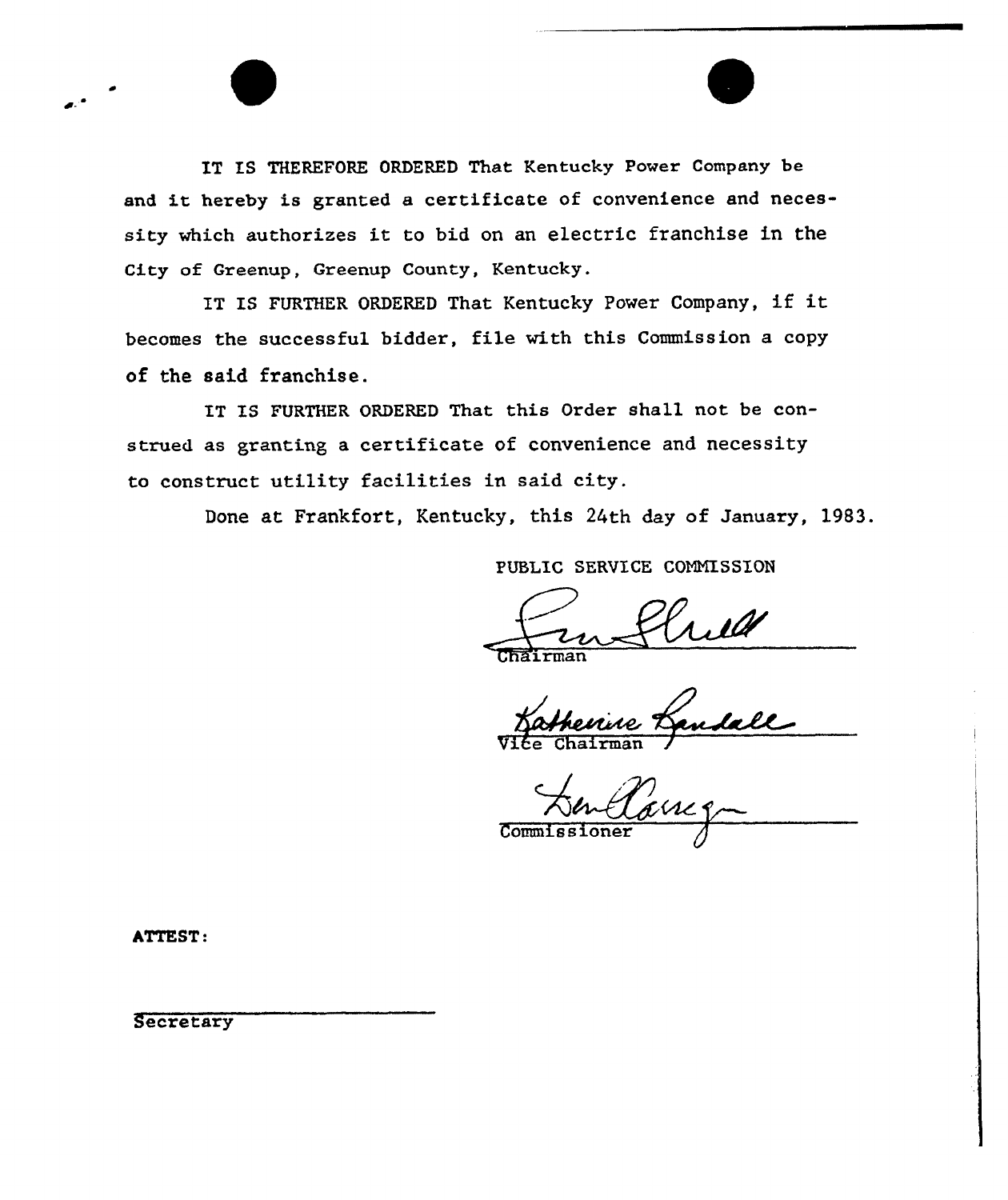IT IS THEREFORE ORDERED That Kentucky Power Company be and it hereby is granted a certificate of convenience and necessity which authorizes it to bid on an electric franchise in the City of Greenup, Greenup County, Kentucky.

IT IS FURTHER ORDERED That Kentucky Power Company, if it becomes the successful bidder, file with this Commission a copy of the said franchise.

IT IS FURTHER ORDERED That this Order shall not be construed as granting a certificate of convenience and necessity to construct utility facilities in said city.

Done at Frankfort, Kentucky, this 24th day of January, 1983.

PUBLIC SERVICE COMMISSION

Chairman

Vice Chairman

Commissioner

ATTEST:

Secretary